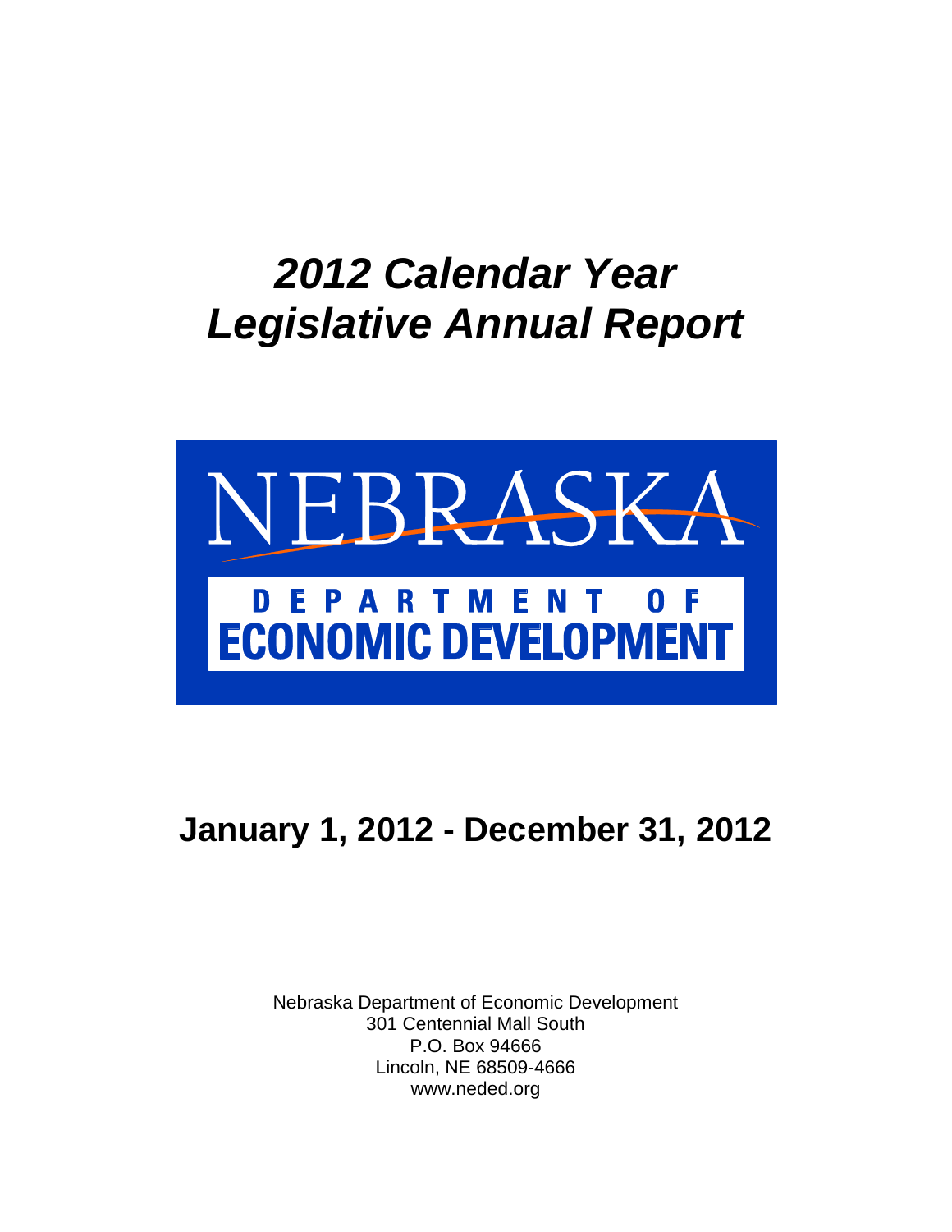# *2012 Calendar Year Legislative Annual Report*

NEBRASKA

DEPARTMENT OF

ECONOMIC DEVELOPMENT

## January 1, 2012 - December 31, 2012

Nebraska Department of Economic Development
301 Centennial Mall South
P.O. Box 94666
Lincoln, NE 68509-4666
www.neded.org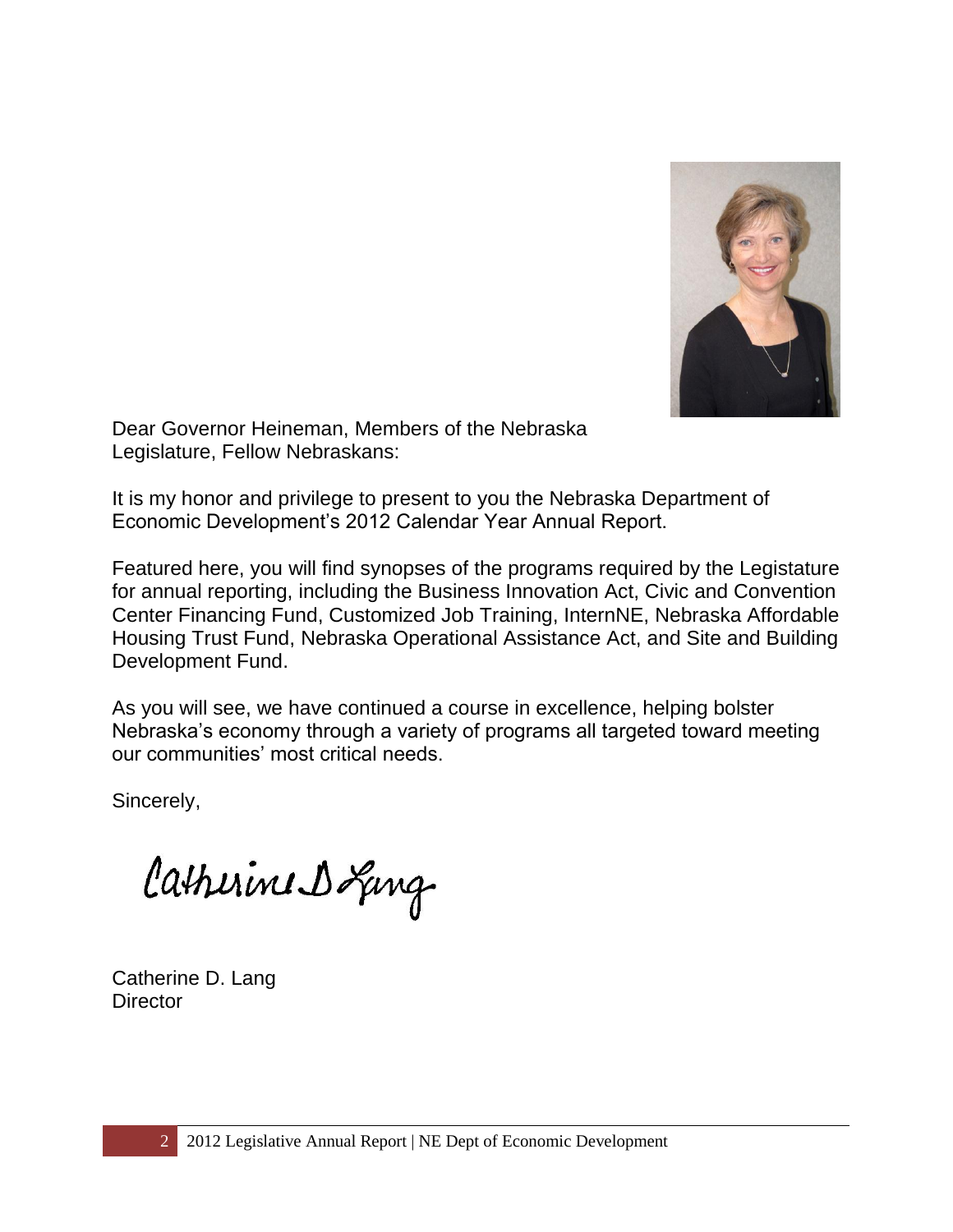Dear Governor Heineman, Members of the Nebraska Legislature, Fellow Nebraskans:

It is my honor and privilege to present to you the Nebraska Department of Economic Development's 2012 Calendar Year Annual Report.

Featured here, you will find synopses of the programs required by the Legistature for annual reporting, including the Business Innovation Act, Civic and Convention Center Financing Fund, Customized Job Training, InternNE, Nebraska Affordable Housing Trust Fund, Nebraska Operational Assistance Act, and Site and Building Development Fund.

As you will see, we have continued a course in excellence, helping bolster Nebraska's economy through a variety of programs all targeted toward meeting our communities' most critical needs.

Sincerely,

Catherine D. Lang

Catherine D. Lang
Director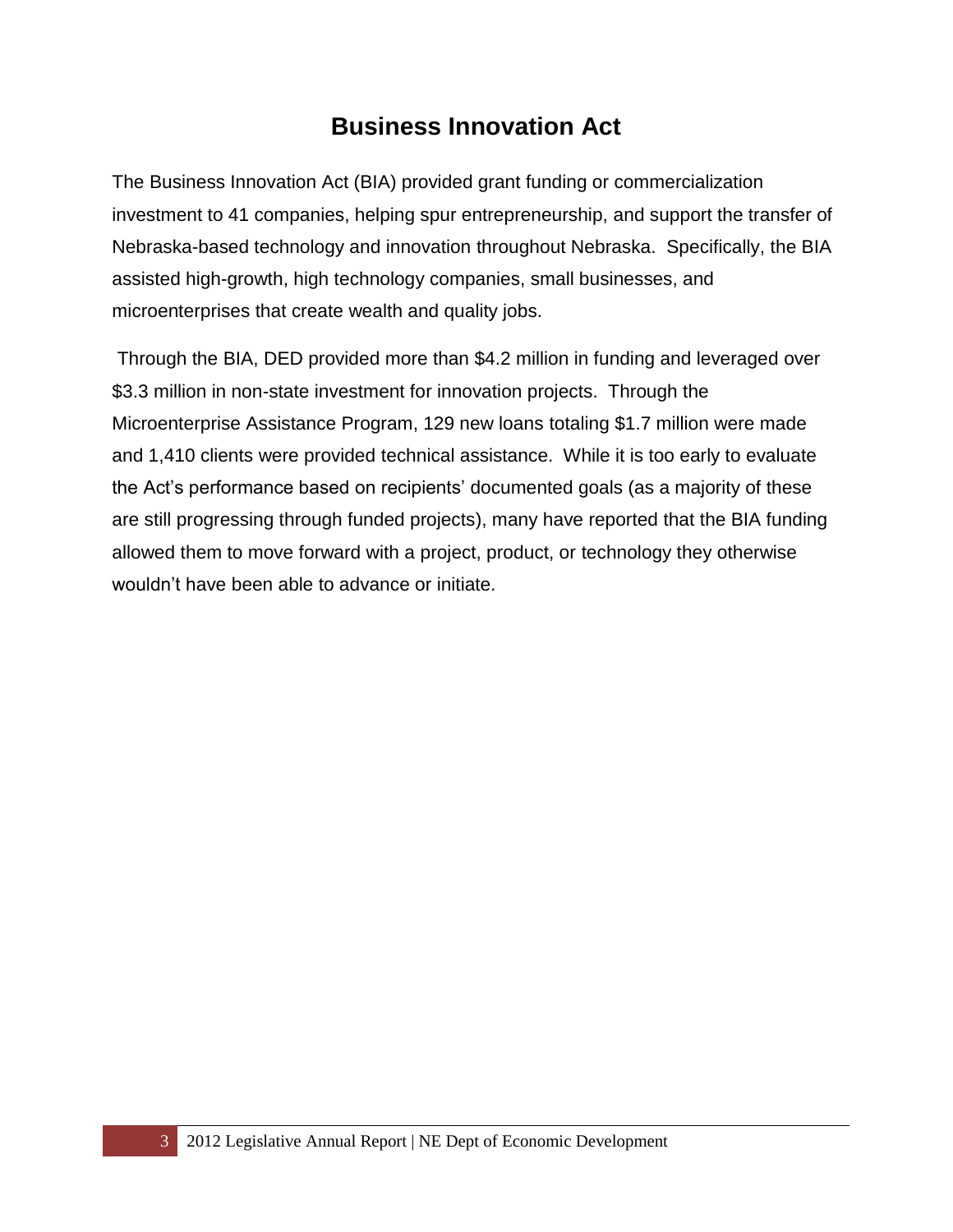# Business Innovation Act

The Business Innovation Act (BIA) provided grant funding or commercialization investment to 41 companies, helping spur entrepreneurship, and support the transfer of Nebraska-based technology and innovation throughout Nebraska. Specifically, the BIA assisted high-growth, high technology companies, small businesses, and microenterprises that create wealth and quality jobs.

Through the BIA, DED provided more than $4.2 million in funding and leveraged over $3.3 million in non-state investment for innovation projects. Through the Microenterprise Assistance Program, 129 new loans totaling $1.7 million were made and 1,410 clients were provided technical assistance. While it is too early to evaluate the Act's performance based on recipients' documented goals (as a majority of these are still progressing through funded projects), many have reported that the BIA funding allowed them to move forward with a project, product, or technology they otherwise wouldn't have been able to advance or initiate.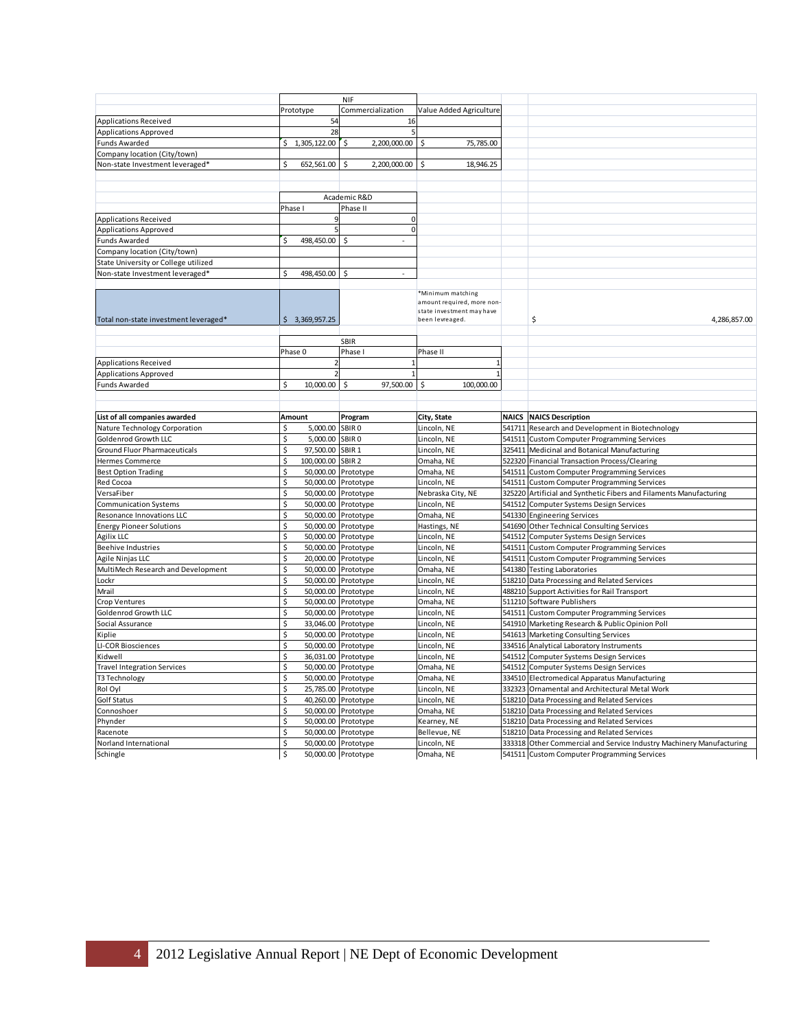| | NIF | | |
|---|---|---|---|
| | Prototype | Commercialization | Value Added Agriculture |
| Applications Received | 54 | 16 | |
| Applications Approved | 28 | 5 | |
| Funds Awarded | $ 1,305,122.00 | $ 2,200,000.00 | $ 75,785.00 |
| Company location (City/town) | | | |
| Non-state Investment leveraged* | $ 652,561.00 | $ 2,200,000.00 | $ 18,946.25 |

| | Academic R&D | |
|---|---|---|
| | Phase I | Phase II |
| Applications Received | 9 | 0 |
| Applications Approved | 5 | 0 |
| Funds Awarded | $ 498,450.00 | $ - |
| Company location (City/town) | | |
| State University or College utilized | | |
| Non-state Investment leveraged* | $ 498,450.00 | $ - |

| | | | |
|---|---|---|---|
| Total non-state investment leveraged* | $ 3,369,957.25 | *Minimum matching amount required, more non-state investment may have been levreaged. | $ 4,286,857.00 |

| | SBIR | | |
|---|---|---|---|
| | Phase 0 | Phase I | Phase II |
| Applications Received | 2 | 1 | 1 |
| Applications Approved | 2 | 1 | 1 |
| Funds Awarded | $ 10,000.00 | $ 97,500.00 | $ 100,000.00 |

| List of all companies awarded | Amount | Program | City, State | NAICS | NAICS Description |
|---|---|---|---|---|---|
| Nature Technology Corporation | $ 5,000.00 | SBIR 0 | Lincoln, NE | 541711 | Research and Development in Biotechnology |
| Goldenrod Growth LLC | $ 5,000.00 | SBIR 0 | Lincoln, NE | 541511 | Custom Computer Programming Services |
| Ground Fluor Pharmaceuticals | $ 97,500.00 | SBIR 1 | Lincoln, NE | 325411 | Medicinal and Botanical Manufacturing |
| Hermes Commerce | $ 100,000.00 | SBIR 2 | Omaha, NE | 522320 | Financial Transaction Process/Clearing |
| Best Option Trading | $ 50,000.00 | Prototype | Omaha, NE | 541511 | Custom Computer Programming Services |
| Red Cocoa | $ 50,000.00 | Prototype | Lincoln, NE | 541511 | Custom Computer Programming Services |
| VersaFiber | $ 50,000.00 | Prototype | Nebraska City, NE | 325220 | Artificial and Synthetic Fibers and Filaments Manufacturing |
| Communication Systems | $ 50,000.00 | Prototype | Lincoln, NE | 541512 | Computer Systems Design Services |
| Resonance Innovations LLC | $ 50,000.00 | Prototype | Omaha, NE | 541330 | Engineering Services |
| Energy Pioneer Solutions | $ 50,000.00 | Prototype | Hastings, NE | 541690 | Other Technical Consulting Services |
| Agilix LLC | $ 50,000.00 | Prototype | Lincoln, NE | 541512 | Computer Systems Design Services |
| Beehive Industries | $ 50,000.00 | Prototype | Lincoln, NE | 541511 | Custom Computer Programming Services |
| Agile Ninjas LLC | $ 20,000.00 | Prototype | Lincoln, NE | 541511 | Custom Computer Programming Services |
| MultiMech Research and Development | $ 50,000.00 | Prototype | Omaha, NE | 541380 | Testing Laboratories |
| Lockr | $ 50,000.00 | Prototype | Lincoln, NE | 518210 | Data Processing and Related Services |
| Mrail | $ 50,000.00 | Prototype | Lincoln, NE | 488210 | Support Activities for Rail Transport |
| Crop Ventures | $ 50,000.00 | Prototype | Omaha, NE | 511210 | Software Publishers |
| Goldenrod Growth LLC | $ 50,000.00 | Prototype | Lincoln, NE | 541511 | Custom Computer Programming Services |
| Social Assurance | $ 33,046.00 | Prototype | Lincoln, NE | 541910 | Marketing Research & Public Opinion Poll |
| Kiplie | $ 50,000.00 | Prototype | Lincoln, NE | 541613 | Marketing Consulting Services |
| LI-COR Biosciences | $ 50,000.00 | Prototype | Lincoln, NE | 334516 | Analytical Laboratory Instruments |
| Kidwell | $ 36,031.00 | Prototype | Lincoln, NE | 541512 | Computer Systems Design Services |
| Travel Integration Services | $ 50,000.00 | Prototype | Omaha, NE | 541512 | Computer Systems Design Services |
| T3 Technology | $ 50,000.00 | Prototype | Omaha, NE | 334510 | Electromedical Apparatus Manufacturing |
| Rol Oyl | $ 25,785.00 | Prototype | Lincoln, NE | 332323 | Ornamental and Architectural Metal Work |
| Golf Status | $ 40,260.00 | Prototype | Lincoln, NE | 518210 | Data Processing and Related Services |
| Connoshoer | $ 50,000.00 | Prototype | Omaha, NE | 518210 | Data Processing and Related Services |
| Phynder | $ 50,000.00 | Prototype | Kearney, NE | 518210 | Data Processing and Related Services |
| Racenote | $ 50,000.00 | Prototype | Bellevue, NE | 518210 | Data Processing and Related Services |
| Norland International | $ 50,000.00 | Prototype | Lincoln, NE | 333318 | Other Commercial and Service Industry Machinery Manufacturing |
| Schingle | $ 50,000.00 | Prototype | Omaha, NE | 541511 | Custom Computer Programming Services |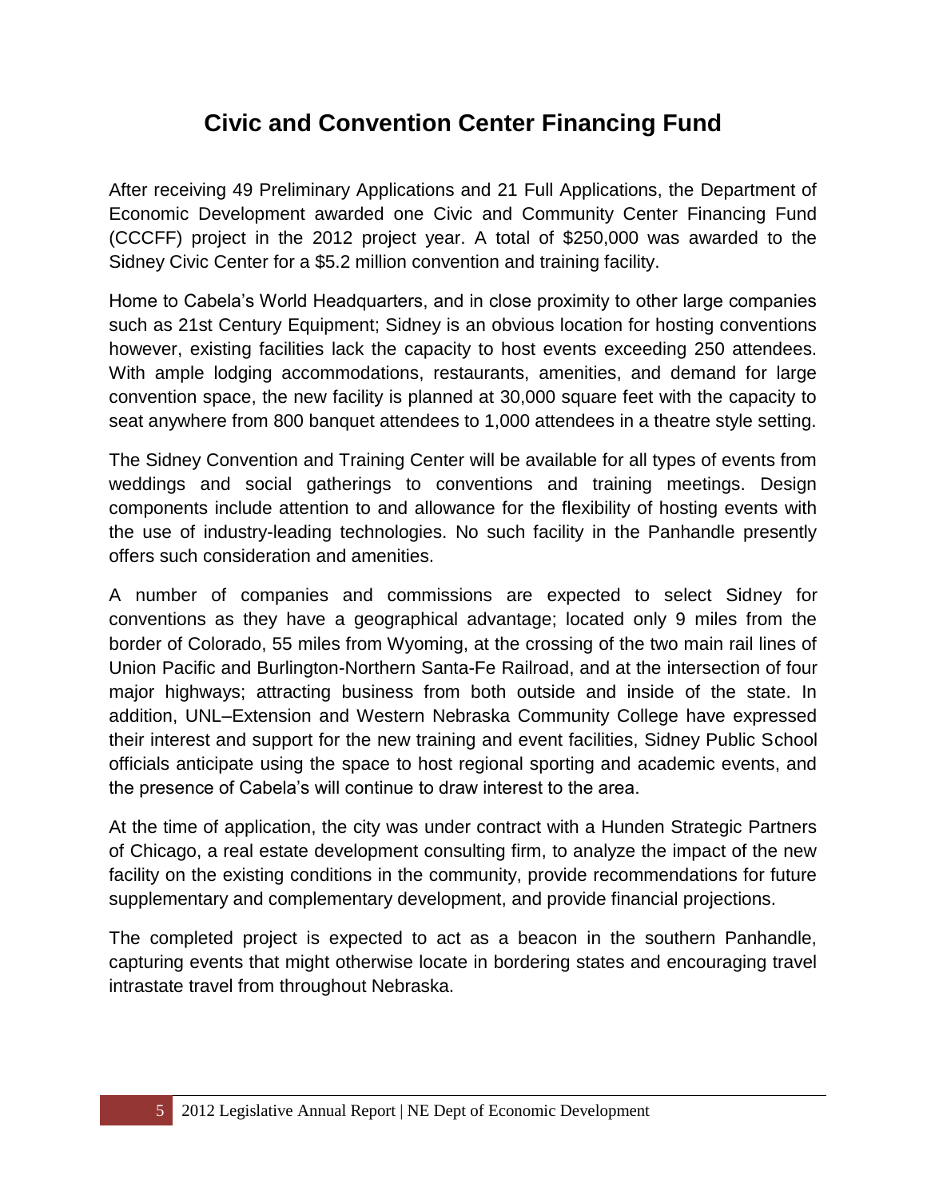# Civic and Convention Center Financing Fund

After receiving 49 Preliminary Applications and 21 Full Applications, the Department of Economic Development awarded one Civic and Community Center Financing Fund (CCCFF) project in the 2012 project year. A total of $250,000 was awarded to the Sidney Civic Center for a $5.2 million convention and training facility.

Home to Cabela's World Headquarters, and in close proximity to other large companies such as 21st Century Equipment; Sidney is an obvious location for hosting conventions however, existing facilities lack the capacity to host events exceeding 250 attendees. With ample lodging accommodations, restaurants, amenities, and demand for large convention space, the new facility is planned at 30,000 square feet with the capacity to seat anywhere from 800 banquet attendees to 1,000 attendees in a theatre style setting.

The Sidney Convention and Training Center will be available for all types of events from weddings and social gatherings to conventions and training meetings. Design components include attention to and allowance for the flexibility of hosting events with the use of industry-leading technologies. No such facility in the Panhandle presently offers such consideration and amenities.

A number of companies and commissions are expected to select Sidney for conventions as they have a geographical advantage; located only 9 miles from the border of Colorado, 55 miles from Wyoming, at the crossing of the two main rail lines of Union Pacific and Burlington-Northern Santa-Fe Railroad, and at the intersection of four major highways; attracting business from both outside and inside of the state. In addition, UNL–Extension and Western Nebraska Community College have expressed their interest and support for the new training and event facilities, Sidney Public School officials anticipate using the space to host regional sporting and academic events, and the presence of Cabela's will continue to draw interest to the area.

At the time of application, the city was under contract with a Hunden Strategic Partners of Chicago, a real estate development consulting firm, to analyze the impact of the new facility on the existing conditions in the community, provide recommendations for future supplementary and complementary development, and provide financial projections.

The completed project is expected to act as a beacon in the southern Panhandle, capturing events that might otherwise locate in bordering states and encouraging travel intrastate travel from throughout Nebraska.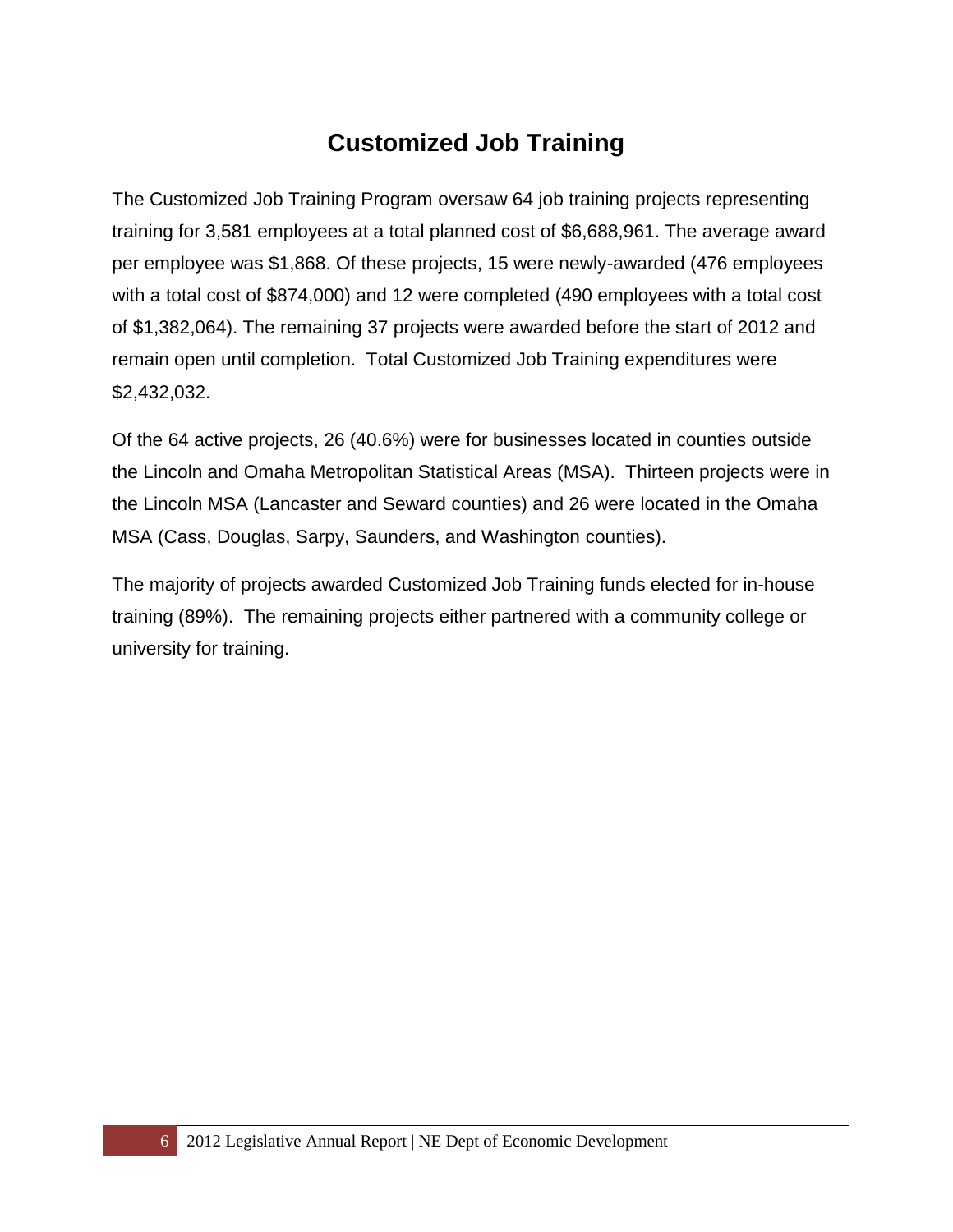# Customized Job Training

The Customized Job Training Program oversaw 64 job training projects representing training for 3,581 employees at a total planned cost of $6,688,961. The average award per employee was $1,868. Of these projects, 15 were newly-awarded (476 employees with a total cost of $874,000) and 12 were completed (490 employees with a total cost of $1,382,064). The remaining 37 projects were awarded before the start of 2012 and remain open until completion.  Total Customized Job Training expenditures were $2,432,032.

Of the 64 active projects, 26 (40.6%) were for businesses located in counties outside the Lincoln and Omaha Metropolitan Statistical Areas (MSA).  Thirteen projects were in the Lincoln MSA (Lancaster and Seward counties) and 26 were located in the Omaha MSA (Cass, Douglas, Sarpy, Saunders, and Washington counties).

The majority of projects awarded Customized Job Training funds elected for in-house training (89%).  The remaining projects either partnered with a community college or university for training.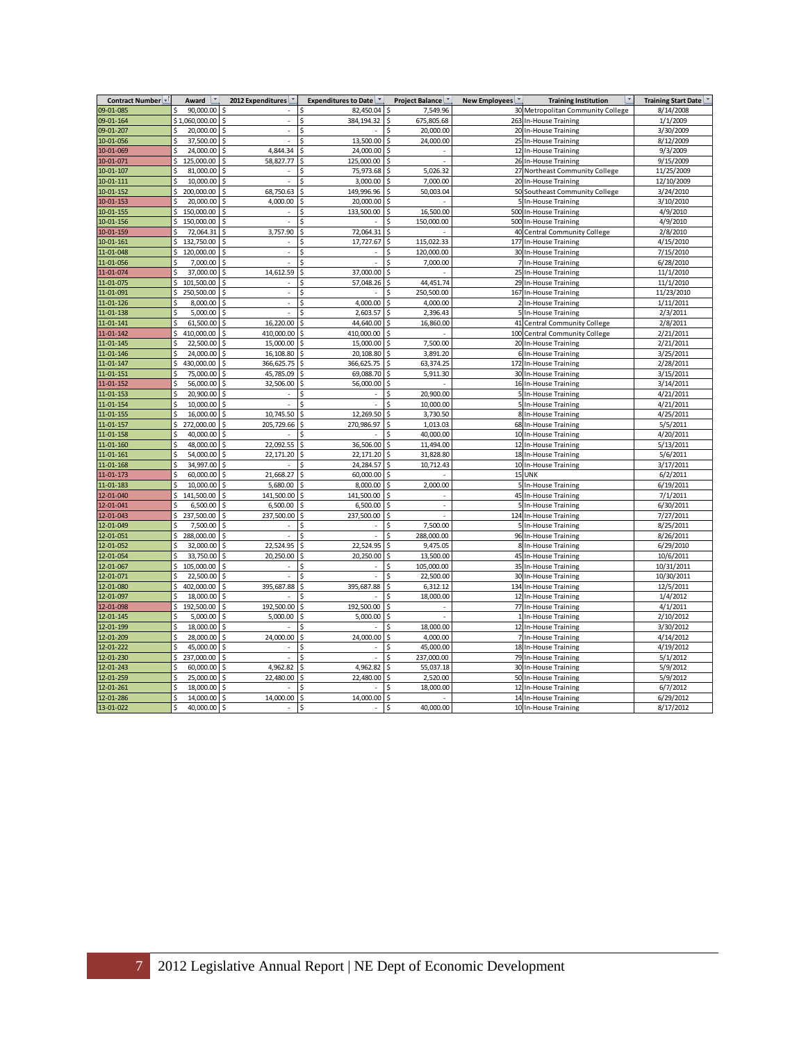| Contract Number | Award | 2012 Expenditures | Expenditures to Date | Project Balance | New Employees | Training Institution | Training Start Date |
|---|---|---|---|---|---|---|---|
| 09-01-085 | $ 90,000.00 | $ - | $ 82,450.04 | $ 7,549.96 | 30 | Metropolitan Community College | 8/14/2008 |
| 09-01-164 | $ 1,060,000.00 | $ - | $ 384,194.32 | $ 675,805.68 | 263 | In-House Training | 1/1/2009 |
| 09-01-207 | $ 20,000.00 | $ - | $ - | $ 20,000.00 | 20 | In-House Training | 3/30/2009 |
| 10-01-056 | $ 37,500.00 | $ - | $ 13,500.00 | $ 24,000.00 | 25 | In-House Training | 8/12/2009 |
| 10-01-069 | $ 24,000.00 | $ 4,844.34 | $ 24,000.00 | $ - | 12 | In-House Training | 9/3/2009 |
| 10-01-071 | $ 125,000.00 | $ 58,827.77 | $ 125,000.00 | $ - | 26 | In-House Training | 9/15/2009 |
| 10-01-107 | $ 81,000.00 | $ - | $ 75,973.68 | $ 5,026.32 | 27 | Northeast Community College | 11/25/2009 |
| 10-01-111 | $ 10,000.00 | $ - | $ 3,000.00 | $ 7,000.00 | 20 | In-House Training | 12/10/2009 |
| 10-01-152 | $ 200,000.00 | $ 68,750.63 | $ 149,996.96 | $ 50,003.04 | 50 | Southeast Community College | 3/24/2010 |
| 10-01-153 | $ 20,000.00 | $ 4,000.00 | $ 20,000.00 | $ - | 5 | In-House Training | 3/10/2010 |
| 10-01-155 | $ 150,000.00 | $ - | $ 133,500.00 | $ 16,500.00 | 500 | In-House Training | 4/9/2010 |
| 10-01-156 | $ 150,000.00 | $ - | $ - | $ 150,000.00 | 500 | In-House Training | 4/9/2010 |
| 10-01-159 | $ 72,064.31 | $ 3,757.90 | $ 72,064.31 | $ - | 40 | Central Community College | 2/8/2010 |
| 10-01-161 | $ 132,750.00 | $ - | $ 17,727.67 | $ 115,022.33 | 177 | In-House Training | 4/15/2010 |
| 11-01-048 | $ 120,000.00 | $ - | $ - | $ 120,000.00 | 30 | In-House Training | 7/15/2010 |
| 11-01-056 | $ 7,000.00 | $ - | $ - | $ 7,000.00 | 7 | In-House Training | 6/28/2010 |
| 11-01-074 | $ 37,000.00 | $ 14,612.59 | $ 37,000.00 | $ - | 25 | In-House Training | 11/1/2010 |
| 11-01-075 | $ 101,500.00 | $ - | $ 57,048.26 | $ 44,451.74 | 29 | In-House Training | 11/1/2010 |
| 11-01-091 | $ 250,500.00 | $ - | $ - | $ 250,500.00 | 167 | In-House Training | 11/23/2010 |
| 11-01-126 | $ 8,000.00 | $ - | $ 4,000.00 | $ 4,000.00 | 2 | In-House Training | 1/11/2011 |
| 11-01-138 | $ 5,000.00 | $ - | $ 2,603.57 | $ 2,396.43 | 5 | In-House Training | 2/3/2011 |
| 11-01-141 | $ 61,500.00 | $ 16,220.00 | $ 44,640.00 | $ 16,860.00 | 41 | Central Community College | 2/8/2011 |
| 11-01-142 | $ 410,000.00 | $ 410,000.00 | $ 410,000.00 | $ - | 100 | Central Community College | 2/21/2011 |
| 11-01-145 | $ 22,500.00 | $ 15,000.00 | $ 15,000.00 | $ 7,500.00 | 20 | In-House Training | 2/21/2011 |
| 11-01-146 | $ 24,000.00 | $ 16,108.80 | $ 20,108.80 | $ 3,891.20 | 6 | In-House Training | 3/25/2011 |
| 11-01-147 | $ 430,000.00 | $ 366,625.75 | $ 366,625.75 | $ 63,374.25 | 172 | In-House Training | 2/28/2011 |
| 11-01-151 | $ 75,000.00 | $ 45,785.09 | $ 69,088.70 | $ 5,911.30 | 30 | In-House Training | 3/15/2011 |
| 11-01-152 | $ 56,000.00 | $ 32,506.00 | $ 56,000.00 | $ - | 16 | In-House Training | 3/14/2011 |
| 11-01-153 | $ 20,900.00 | $ - | $ - | $ 20,900.00 | 5 | In-House Training | 4/21/2011 |
| 11-01-154 | $ 10,000.00 | $ - | $ - | $ 10,000.00 | 5 | In-House Training | 4/21/2011 |
| 11-01-155 | $ 16,000.00 | $ 10,745.50 | $ 12,269.50 | $ 3,730.50 | 8 | In-House Training | 4/25/2011 |
| 11-01-157 | $ 272,000.00 | $ 205,729.66 | $ 270,986.97 | $ 1,013.03 | 68 | In-House Training | 5/5/2011 |
| 11-01-158 | $ 40,000.00 | $ - | $ - | $ 40,000.00 | 10 | In-House Training | 4/20/2011 |
| 11-01-160 | $ 48,000.00 | $ 22,092.55 | $ 36,506.00 | $ 11,494.00 | 12 | In-House Training | 5/13/2011 |
| 11-01-161 | $ 54,000.00 | $ 22,171.20 | $ 22,171.20 | $ 31,828.80 | 18 | In-House Training | 5/6/2011 |
| 11-01-168 | $ 34,997.00 | $ - | $ 24,284.57 | $ 10,712.43 | 10 | In-House Training | 3/17/2011 |
| 11-01-173 | $ 60,000.00 | $ 21,668.27 | $ 60,000.00 | $ - | 15 | UNK | 6/2/2011 |
| 11-01-183 | $ 10,000.00 | $ 5,680.00 | $ 8,000.00 | $ 2,000.00 | 5 | In-House Training | 6/19/2011 |
| 12-01-040 | $ 141,500.00 | $ 141,500.00 | $ 141,500.00 | $ - | 45 | In-House Training | 7/1/2011 |
| 12-01-041 | $ 6,500.00 | $ 6,500.00 | $ 6,500.00 | $ - | 5 | In-House Training | 6/30/2011 |
| 12-01-043 | $ 237,500.00 | $ 237,500.00 | $ 237,500.00 | $ - | 124 | In-House Training | 7/27/2011 |
| 12-01-049 | $ 7,500.00 | $ - | $ - | $ 7,500.00 | 5 | In-House Training | 8/25/2011 |
| 12-01-051 | $ 288,000.00 | $ - | $ - | $ 288,000.00 | 96 | In-House Training | 8/26/2011 |
| 12-01-052 | $ 32,000.00 | $ 22,524.95 | $ 22,524.95 | $ 9,475.05 | 8 | In-House Training | 6/29/2010 |
| 12-01-054 | $ 33,750.00 | $ 20,250.00 | $ 20,250.00 | $ 13,500.00 | 45 | In-House Training | 10/6/2011 |
| 12-01-067 | $ 105,000.00 | $ - | $ - | $ 105,000.00 | 35 | In-House Training | 10/31/2011 |
| 12-01-071 | $ 22,500.00 | $ - | $ - | $ 22,500.00 | 30 | In-House Training | 10/30/2011 |
| 12-01-080 | $ 402,000.00 | $ 395,687.88 | $ 395,687.88 | $ 6,312.12 | 134 | In-House Training | 12/5/2011 |
| 12-01-097 | $ 18,000.00 | $ - | $ - | $ 18,000.00 | 12 | In-House Training | 1/4/2012 |
| 12-01-098 | $ 192,500.00 | $ 192,500.00 | $ 192,500.00 | $ - | 77 | In-House Training | 4/1/2011 |
| 12-01-145 | $ 5,000.00 | $ 5,000.00 | $ 5,000.00 | $ - | 1 | In-House Training | 2/10/2012 |
| 12-01-199 | $ 18,000.00 | $ - | $ - | $ 18,000.00 | 12 | In-House Training | 3/30/2012 |
| 12-01-209 | $ 28,000.00 | $ 24,000.00 | $ 24,000.00 | $ 4,000.00 | 7 | In-House Training | 4/14/2012 |
| 12-01-222 | $ 45,000.00 | $ - | $ - | $ 45,000.00 | 18 | In-House Training | 4/19/2012 |
| 12-01-230 | $ 237,000.00 | $ - | $ - | $ 237,000.00 | 79 | In-House Training | 5/1/2012 |
| 12-01-243 | $ 60,000.00 | $ 4,962.82 | $ 4,962.82 | $ 55,037.18 | 30 | In-House Training | 5/9/2012 |
| 12-01-259 | $ 25,000.00 | $ 22,480.00 | $ 22,480.00 | $ 2,520.00 | 50 | In-House Training | 5/9/2012 |
| 12-01-261 | $ 18,000.00 | $ - | $ - | $ 18,000.00 | 12 | In-House Training | 6/7/2012 |
| 12-01-286 | $ 14,000.00 | $ 14,000.00 | $ 14,000.00 | $ - | 14 | In-House Training | 6/29/2012 |
| 13-01-022 | $ 40,000.00 | $ - | $ - | $ 40,000.00 | 10 | In-House Training | 8/17/2012 |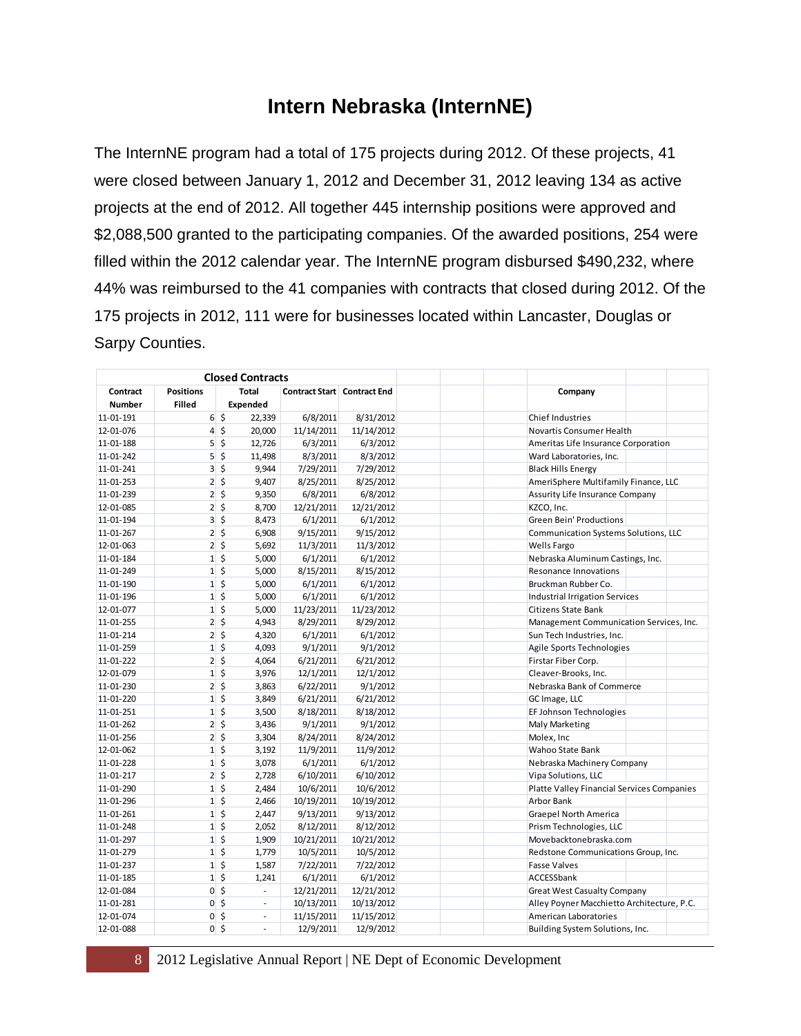# Intern Nebraska (InternNE)

The InternNE program had a total of 175 projects during 2012. Of these projects, 41 were closed between January 1, 2012 and December 31, 2012 leaving 134 as active projects at the end of 2012. All together 445 internship positions were approved and $2,088,500 granted to the participating companies. Of the awarded positions, 254 were filled within the 2012 calendar year. The InternNE program disbursed $490,232, where 44% was reimbursed to the 41 companies with contracts that closed during 2012. Of the 175 projects in 2012, 111 were for businesses located within Lancaster, Douglas or Sarpy Counties.

| Closed Contracts | | | | | |
|---|---|---|---|---|---|
| Contract Number | Positions Filled | Total Expended | Contract Start | Contract End | Company |
| 11-01-191 | 6 | $ 22,339 | 6/8/2011 | 8/31/2012 | Chief Industries |
| 12-01-076 | 4 | $ 20,000 | 11/14/2011 | 11/14/2012 | Novartis Consumer Health |
| 11-01-188 | 5 | $ 12,726 | 6/3/2011 | 6/3/2012 | Ameritas Life Insurance Corporation |
| 11-01-242 | 5 | $ 11,498 | 8/3/2011 | 8/3/2012 | Ward Laboratories, Inc. |
| 11-01-241 | 3 | $ 9,944 | 7/29/2011 | 7/29/2012 | Black Hills Energy |
| 11-01-253 | 2 | $ 9,407 | 8/25/2011 | 8/25/2012 | AmeriSphere Multifamily Finance, LLC |
| 11-01-239 | 2 | $ 9,350 | 6/8/2011 | 6/8/2012 | Assurity Life Insurance Company |
| 12-01-085 | 2 | $ 8,700 | 12/21/2011 | 12/21/2012 | KZCO, Inc. |
| 11-01-194 | 3 | $ 8,473 | 6/1/2011 | 6/1/2012 | Green Bein' Productions |
| 11-01-267 | 2 | $ 6,908 | 9/15/2011 | 9/15/2012 | Communication Systems Solutions, LLC |
| 12-01-063 | 2 | $ 5,692 | 11/3/2011 | 11/3/2012 | Wells Fargo |
| 11-01-184 | 1 | $ 5,000 | 6/1/2011 | 6/1/2012 | Nebraska Aluminum Castings, Inc. |
| 11-01-249 | 1 | $ 5,000 | 8/15/2011 | 8/15/2012 | Resonance Innovations |
| 11-01-190 | 1 | $ 5,000 | 6/1/2011 | 6/1/2012 | Bruckman Rubber Co. |
| 11-01-196 | 1 | $ 5,000 | 6/1/2011 | 6/1/2012 | Industrial Irrigation Services |
| 12-01-077 | 1 | $ 5,000 | 11/23/2011 | 11/23/2012 | Citizens State Bank |
| 11-01-255 | 2 | $ 4,943 | 8/29/2011 | 8/29/2012 | Management Communication Services, Inc. |
| 11-01-214 | 2 | $ 4,320 | 6/1/2011 | 6/1/2012 | Sun Tech Industries, Inc. |
| 11-01-259 | 1 | $ 4,093 | 9/1/2011 | 9/1/2012 | Agile Sports Technologies |
| 11-01-222 | 2 | $ 4,064 | 6/21/2011 | 6/21/2012 | Firstar Fiber Corp. |
| 12-01-079 | 1 | $ 3,976 | 12/1/2011 | 12/1/2012 | Cleaver-Brooks, Inc. |
| 11-01-230 | 2 | $ 3,863 | 6/22/2011 | 9/1/2012 | Nebraska Bank of Commerce |
| 11-01-220 | 1 | $ 3,849 | 6/21/2011 | 6/21/2012 | GC Image, LLC |
| 11-01-251 | 1 | $ 3,500 | 8/18/2011 | 8/18/2012 | EF Johnson Technologies |
| 11-01-262 | 2 | $ 3,436 | 9/1/2011 | 9/1/2012 | Maly Marketing |
| 11-01-256 | 2 | $ 3,304 | 8/24/2011 | 8/24/2012 | Molex, Inc |
| 12-01-062 | 1 | $ 3,192 | 11/9/2011 | 11/9/2012 | Wahoo State Bank |
| 11-01-228 | 1 | $ 3,078 | 6/1/2011 | 6/1/2012 | Nebraska Machinery Company |
| 11-01-217 | 2 | $ 2,728 | 6/10/2011 | 6/10/2012 | Vipa Solutions, LLC |
| 11-01-290 | 1 | $ 2,484 | 10/6/2011 | 10/6/2012 | Platte Valley Financial Services Companies |
| 11-01-296 | 1 | $ 2,466 | 10/19/2011 | 10/19/2012 | Arbor Bank |
| 11-01-261 | 1 | $ 2,447 | 9/13/2011 | 9/13/2012 | Graepel North America |
| 11-01-248 | 1 | $ 2,052 | 8/12/2011 | 8/12/2012 | Prism Technologies, LLC |
| 11-01-297 | 1 | $ 1,909 | 10/21/2011 | 10/21/2012 | Movebacktonebraska.com |
| 11-01-279 | 1 | $ 1,779 | 10/5/2011 | 10/5/2012 | Redstone Communications Group, Inc. |
| 11-01-237 | 1 | $ 1,587 | 7/22/2011 | 7/22/2012 | Fasse Valves |
| 11-01-185 | 1 | $ 1,241 | 6/1/2011 | 6/1/2012 | ACCESSbank |
| 12-01-084 | 0 | $ - | 12/21/2011 | 12/21/2012 | Great West Casualty Company |
| 11-01-281 | 0 | $ - | 10/13/2011 | 10/13/2012 | Alley Poyner Macchietto Architecture, P.C. |
| 12-01-074 | 0 | $ - | 11/15/2011 | 11/15/2012 | American Laboratories |
| 12-01-088 | 0 | $ - | 12/9/2011 | 12/9/2012 | Building System Solutions, Inc. |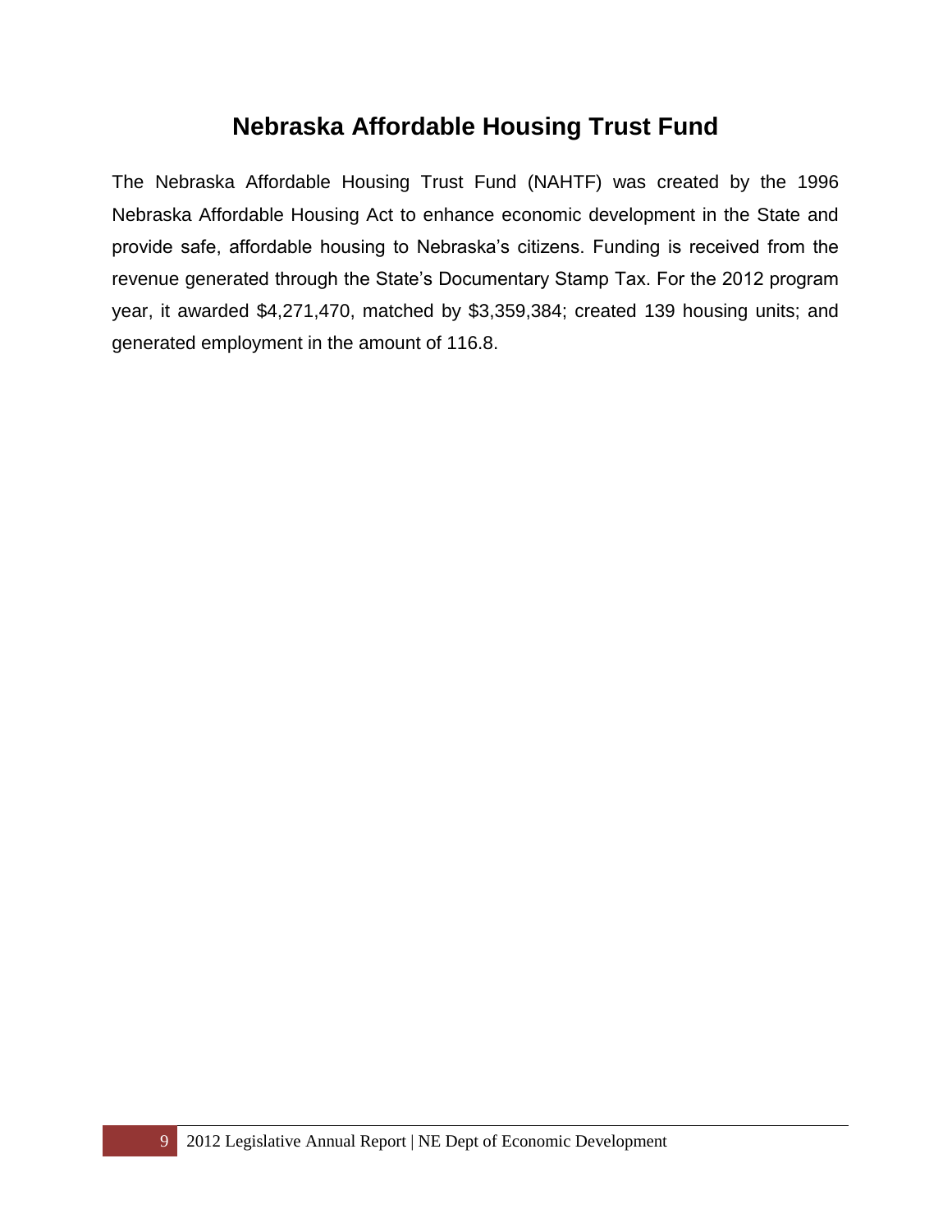# Nebraska Affordable Housing Trust Fund

The Nebraska Affordable Housing Trust Fund (NAHTF) was created by the 1996 Nebraska Affordable Housing Act to enhance economic development in the State and provide safe, affordable housing to Nebraska's citizens. Funding is received from the revenue generated through the State's Documentary Stamp Tax. For the 2012 program year, it awarded $4,271,470, matched by $3,359,384; created 139 housing units; and generated employment in the amount of 116.8.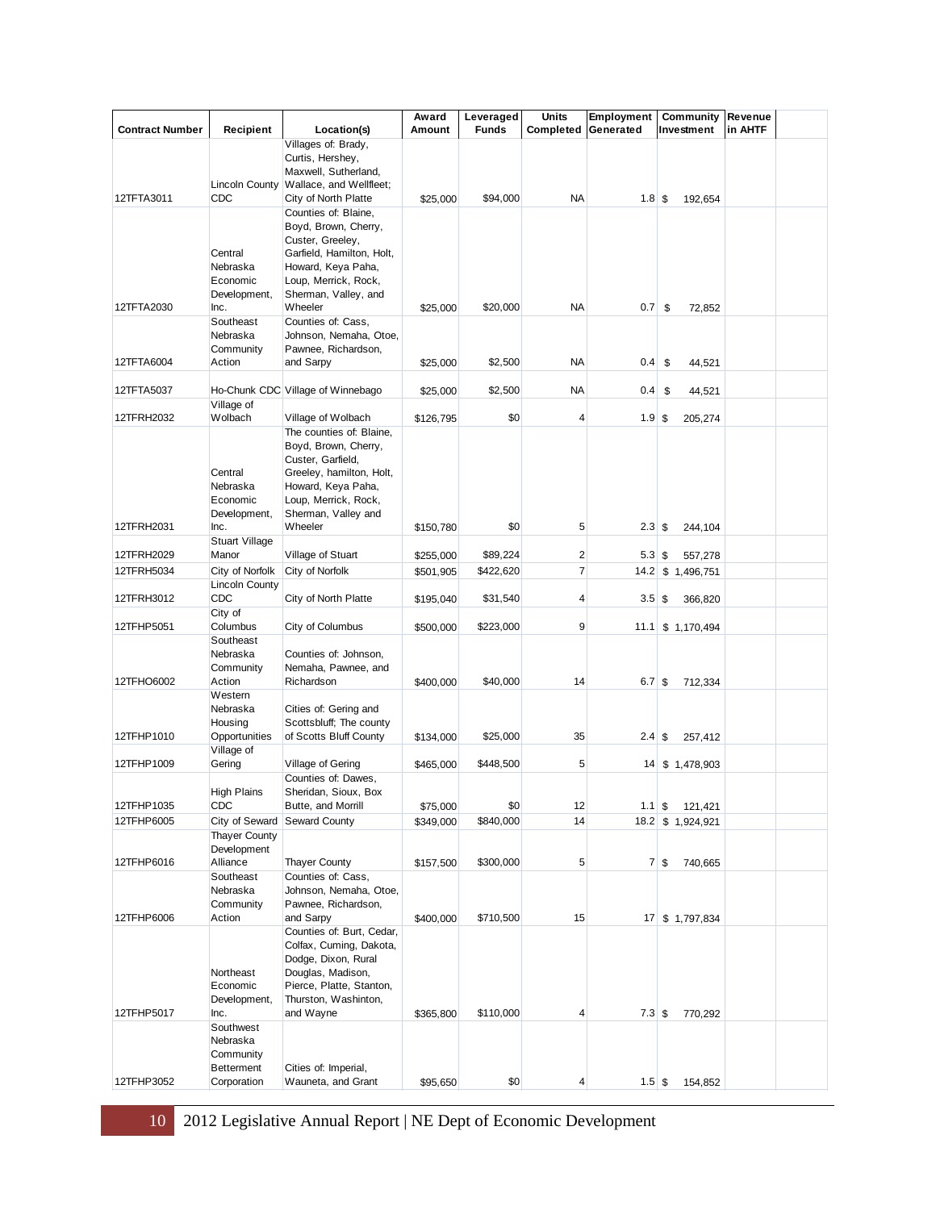| Contract Number | Recipient | Location(s) | Award Amount | Leveraged Funds | Units Completed | Employment Generated | Community Investment | Revenue in AHTF | |
|---|---|---|---|---|---|---|---|---|---|
| 12TFTA3011 | Lincoln County CDC | Villages of: Brady, Curtis, Hershey, Maxwell, Sutherland, Wallace, and Wellfleet; City of North Platte | $25,000 | $94,000 | NA | 1.8 | $ 192,654 | | |
| 12TFTA2030 | Central Nebraska Economic Development, Inc. | Counties of: Blaine, Boyd, Brown, Cherry, Custer, Greeley, Garfield, Hamilton, Holt, Howard, Keya Paha, Loup, Merrick, Rock, Sherman, Valley, and Wheeler | $25,000 | $20,000 | NA | 0.7 | $ 72,852 | | |
| 12TFTA6004 | Southeast Nebraska Community Action | Counties of: Cass, Johnson, Nemaha, Otoe, Pawnee, Richardson, and Sarpy | $25,000 | $2,500 | NA | 0.4 | $ 44,521 | | |
| 12TFTA5037 | Ho-Chunk CDC | Village of Winnebago | $25,000 | $2,500 | NA | 0.4 | $ 44,521 | | |
| 12TFRH2032 | Village of Wolbach | Village of Wolbach | $126,795 | $0 | 4 | 1.9 | $ 205,274 | | |
| 12TFRH2031 | Central Nebraska Economic Development, Inc. | The counties of: Blaine, Boyd, Brown, Cherry, Custer, Garfield, Greeley, hamilton, Holt, Howard, Keya Paha, Loup, Merrick, Rock, Sherman, Valley and Wheeler | $150,780 | $0 | 5 | 2.3 | $ 244,104 | | |
| 12TFRH2029 | Stuart Village Manor | Village of Stuart | $255,000 | $89,224 | 2 | 5.3 | $ 557,278 | | |
| 12TFRH5034 | City of Norfolk | City of Norfolk | $501,905 | $422,620 | 7 | 14.2 | $ 1,496,751 | | |
| 12TFRH3012 | Lincoln County CDC | City of North Platte | $195,040 | $31,540 | 4 | 3.5 | $ 366,820 | | |
| 12TFHP5051 | City of Columbus | City of Columbus | $500,000 | $223,000 | 9 | 11.1 | $ 1,170,494 | | |
| 12TFHO6002 | Southeast Nebraska Community Action | Counties of: Johnson, Nemaha, Pawnee, and Richardson | $400,000 | $40,000 | 14 | 6.7 | $ 712,334 | | |
| 12TFHP1010 | Western Nebraska Housing Opportunities | Cities of: Gering and Scottsbluff; The county of Scotts Bluff County | $134,000 | $25,000 | 35 | 2.4 | $ 257,412 | | |
| 12TFHP1009 | Village of Gering | Village of Gering | $465,000 | $448,500 | 5 | 14 | $ 1,478,903 | | |
| 12TFHP1035 | High Plains CDC | Counties of: Dawes, Sheridan, Sioux, Box Butte, and Morrill | $75,000 | $0 | 12 | 1.1 | $ 121,421 | | |
| 12TFHP6005 | City of Seward | Seward County | $349,000 | $840,000 | 14 | 18.2 | $ 1,924,921 | | |
| 12TFHP6016 | Thayer County Development Alliance | Thayer County | $157,500 | $300,000 | 5 | 7 | $ 740,665 | | |
| 12TFHP6006 | Southeast Nebraska Community Action | Counties of: Cass, Johnson, Nemaha, Otoe, Pawnee, Richardson, and Sarpy | $400,000 | $710,500 | 15 | 17 | $ 1,797,834 | | |
| 12TFHP5017 | Northeast Economic Development, Inc. | Counties of: Burt, Cedar, Colfax, Cuming, Dakota, Dodge, Dixon, Rural Douglas, Madison, Pierce, Platte, Stanton, Thurston, Washinton, and Wayne | $365,800 | $110,000 | 4 | 7.3 | $ 770,292 | | |
| 12TFHP3052 | Southwest Nebraska Community Betterment Corporation | Cities of: Imperial, Wauneta, and Grant | $95,650 | $0 | 4 | 1.5 | $ 154,852 | | |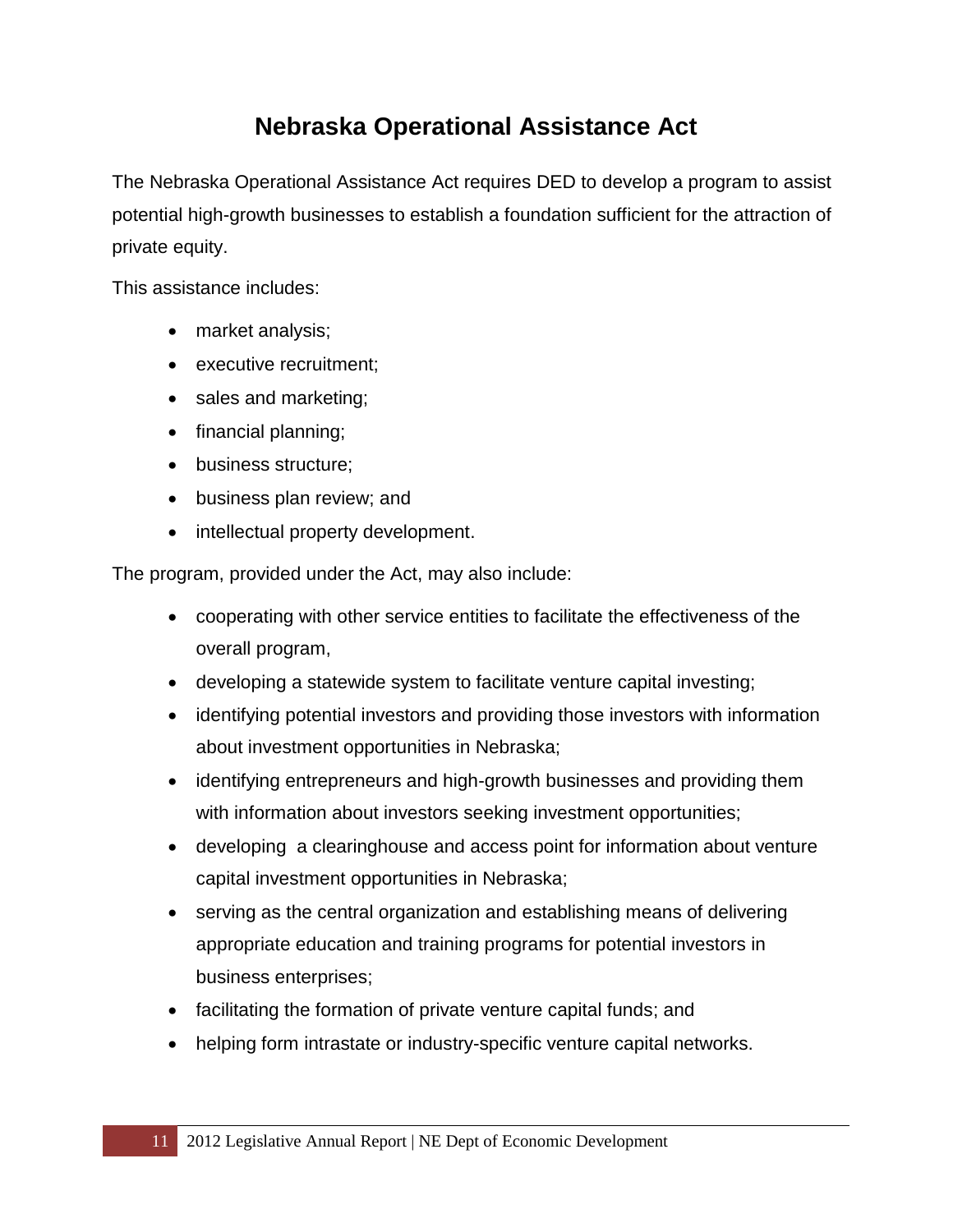# Nebraska Operational Assistance Act

The Nebraska Operational Assistance Act requires DED to develop a program to assist potential high-growth businesses to establish a foundation sufficient for the attraction of private equity.

This assistance includes:

- market analysis;
- executive recruitment;
- sales and marketing;
- financial planning;
- business structure;
- business plan review; and
- intellectual property development.

The program, provided under the Act, may also include:

- cooperating with other service entities to facilitate the effectiveness of the overall program,
- developing a statewide system to facilitate venture capital investing;
- identifying potential investors and providing those investors with information about investment opportunities in Nebraska;
- identifying entrepreneurs and high-growth businesses and providing them with information about investors seeking investment opportunities;
- developing a clearinghouse and access point for information about venture capital investment opportunities in Nebraska;
- serving as the central organization and establishing means of delivering appropriate education and training programs for potential investors in business enterprises;
- facilitating the formation of private venture capital funds; and
- helping form intrastate or industry-specific venture capital networks.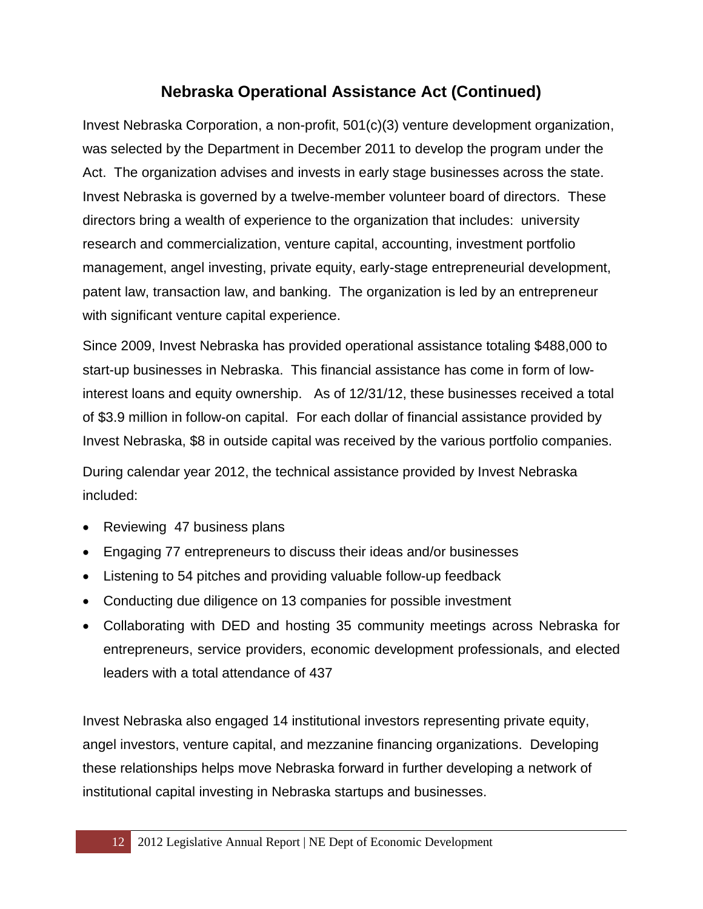## Nebraska Operational Assistance Act (Continued)

Invest Nebraska Corporation, a non-profit, 501(c)(3) venture development organization, was selected by the Department in December 2011 to develop the program under the Act. The organization advises and invests in early stage businesses across the state. Invest Nebraska is governed by a twelve-member volunteer board of directors. These directors bring a wealth of experience to the organization that includes: university research and commercialization, venture capital, accounting, investment portfolio management, angel investing, private equity, early-stage entrepreneurial development, patent law, transaction law, and banking. The organization is led by an entrepreneur with significant venture capital experience.

Since 2009, Invest Nebraska has provided operational assistance totaling $488,000 to start-up businesses in Nebraska. This financial assistance has come in form of low-interest loans and equity ownership. As of 12/31/12, these businesses received a total of $3.9 million in follow-on capital. For each dollar of financial assistance provided by Invest Nebraska, $8 in outside capital was received by the various portfolio companies.

During calendar year 2012, the technical assistance provided by Invest Nebraska included:

- Reviewing 47 business plans
- Engaging 77 entrepreneurs to discuss their ideas and/or businesses
- Listening to 54 pitches and providing valuable follow-up feedback
- Conducting due diligence on 13 companies for possible investment
- Collaborating with DED and hosting 35 community meetings across Nebraska for entrepreneurs, service providers, economic development professionals, and elected leaders with a total attendance of 437

Invest Nebraska also engaged 14 institutional investors representing private equity, angel investors, venture capital, and mezzanine financing organizations. Developing these relationships helps move Nebraska forward in further developing a network of institutional capital investing in Nebraska startups and businesses.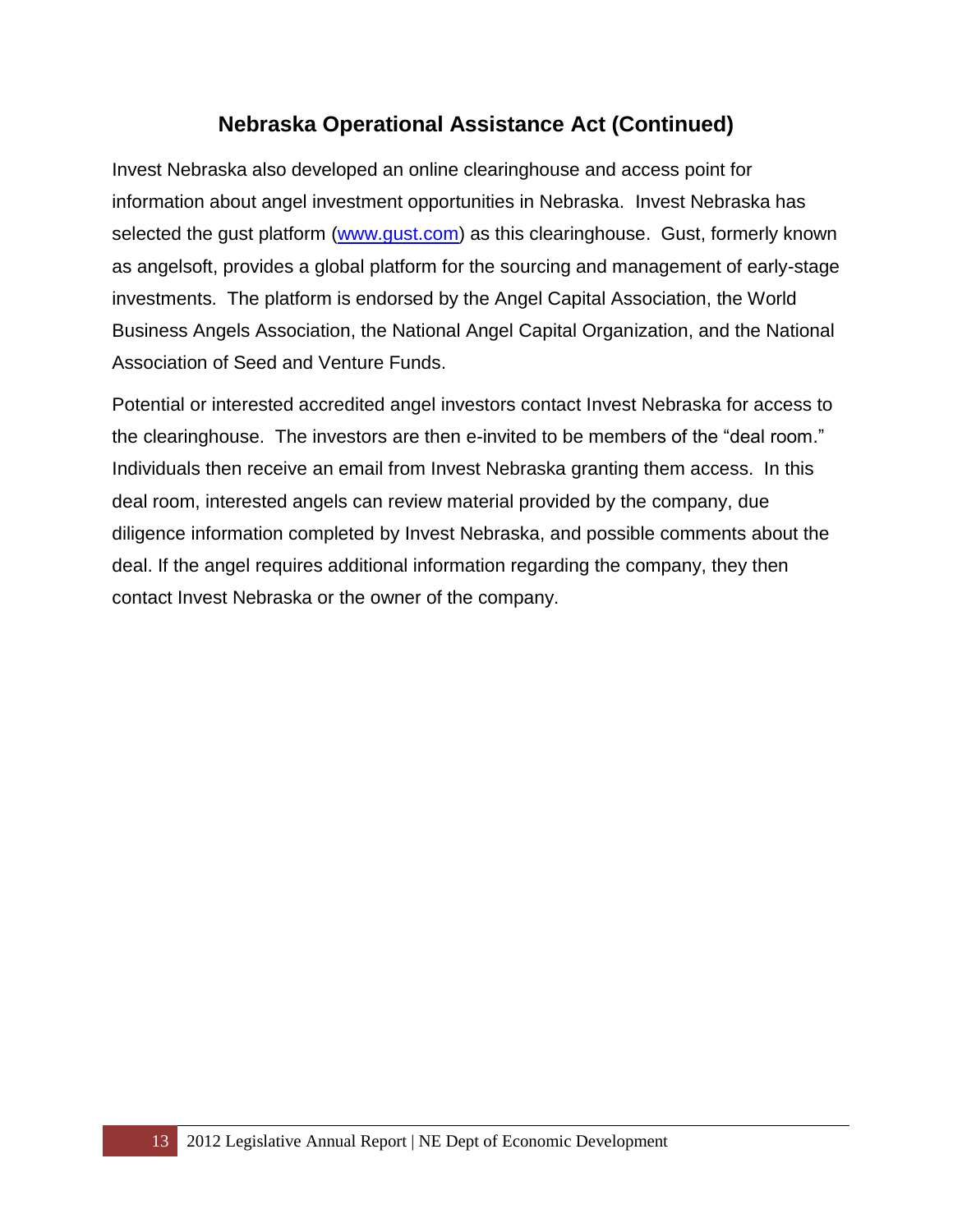## Nebraska Operational Assistance Act (Continued)

Invest Nebraska also developed an online clearinghouse and access point for information about angel investment opportunities in Nebraska. Invest Nebraska has selected the gust platform (www.gust.com) as this clearinghouse. Gust, formerly known as angelsoft, provides a global platform for the sourcing and management of early-stage investments. The platform is endorsed by the Angel Capital Association, the World Business Angels Association, the National Angel Capital Organization, and the National Association of Seed and Venture Funds.

Potential or interested accredited angel investors contact Invest Nebraska for access to the clearinghouse. The investors are then e-invited to be members of the "deal room." Individuals then receive an email from Invest Nebraska granting them access. In this deal room, interested angels can review material provided by the company, due diligence information completed by Invest Nebraska, and possible comments about the deal. If the angel requires additional information regarding the company, they then contact Invest Nebraska or the owner of the company.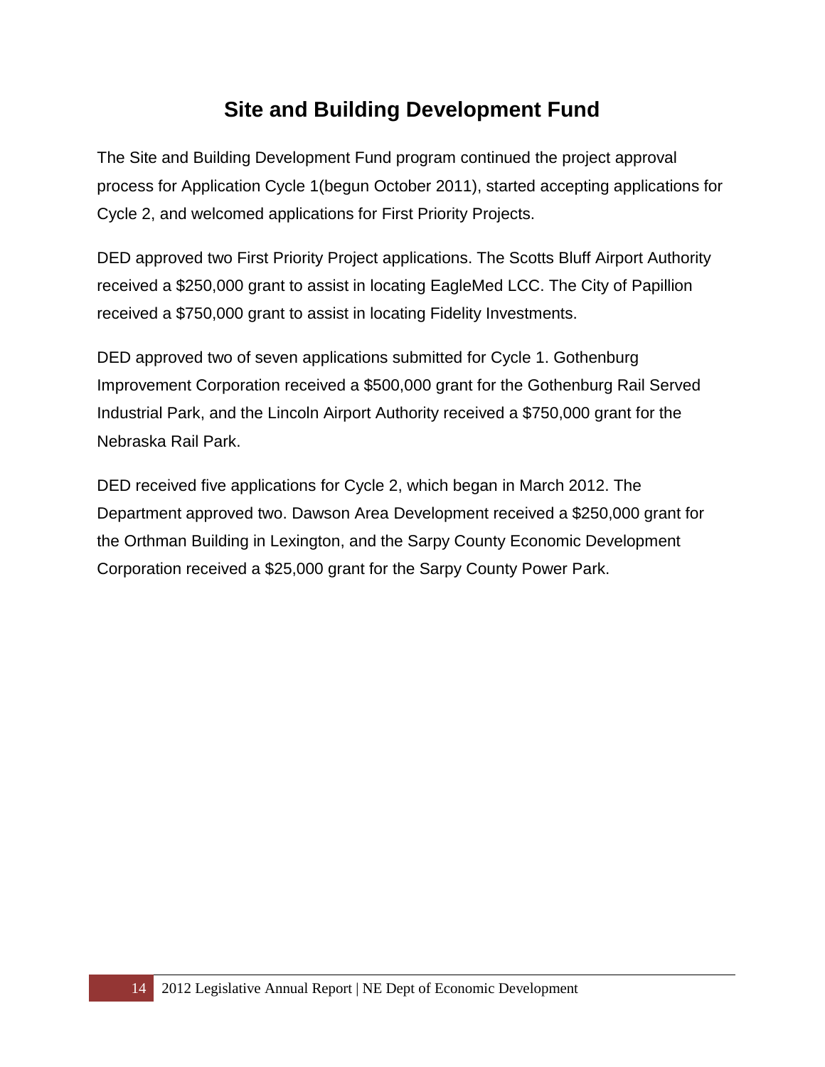# Site and Building Development Fund

The Site and Building Development Fund program continued the project approval process for Application Cycle 1(begun October 2011), started accepting applications for Cycle 2, and welcomed applications for First Priority Projects.

DED approved two First Priority Project applications. The Scotts Bluff Airport Authority received a $250,000 grant to assist in locating EagleMed LCC. The City of Papillion received a $750,000 grant to assist in locating Fidelity Investments.

DED approved two of seven applications submitted for Cycle 1. Gothenburg Improvement Corporation received a $500,000 grant for the Gothenburg Rail Served Industrial Park, and the Lincoln Airport Authority received a $750,000 grant for the Nebraska Rail Park.

DED received five applications for Cycle 2, which began in March 2012. The Department approved two. Dawson Area Development received a $250,000 grant for the Orthman Building in Lexington, and the Sarpy County Economic Development Corporation received a $25,000 grant for the Sarpy County Power Park.